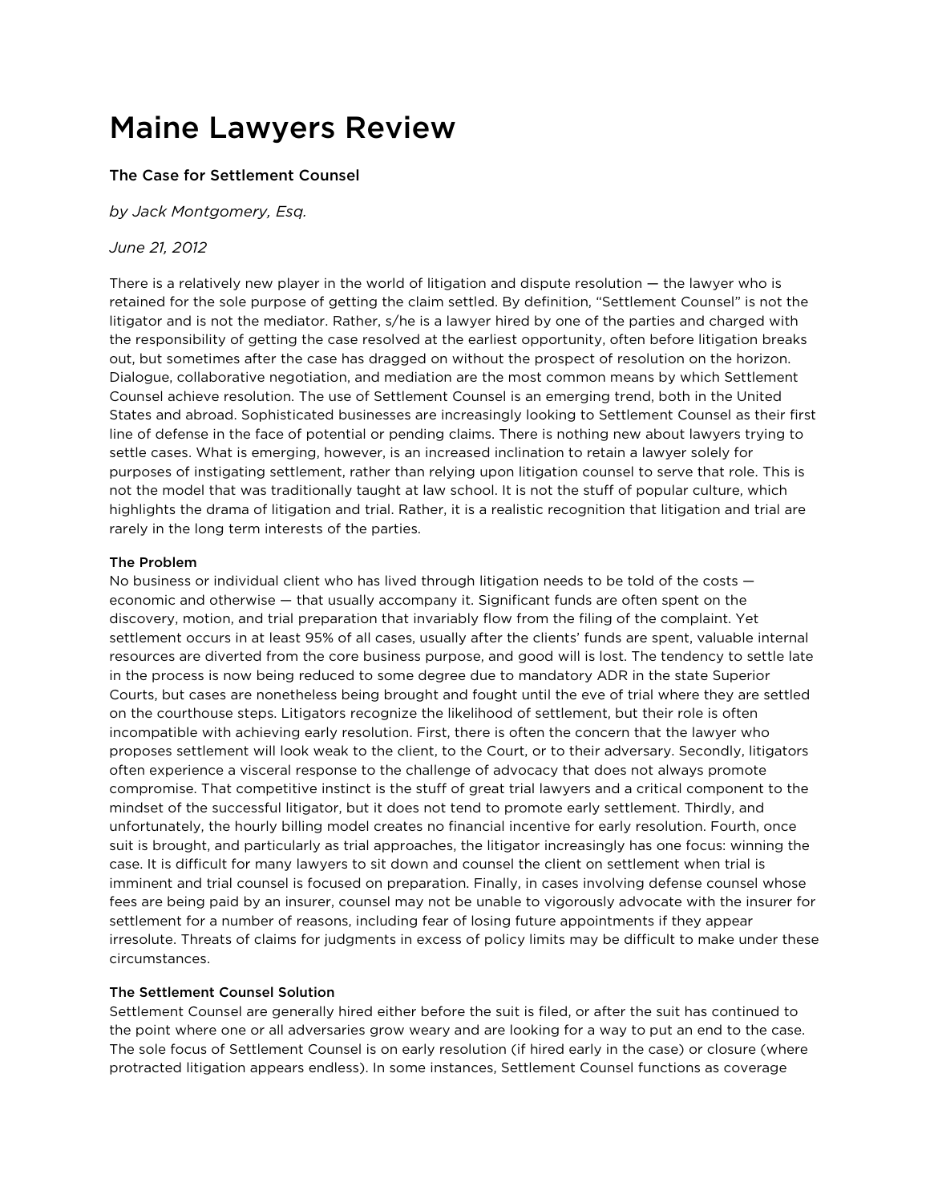# Maine Lawyers Review

### The Case for Settlement Counsel

*by Jack Montgomery, Esq.*

*June 21, 2012*

There is a relatively new player in the world of litigation and dispute resolution — the lawyer who is retained for the sole purpose of getting the claim settled. By definition, "Settlement Counsel" is not the litigator and is not the mediator. Rather, s/he is a lawyer hired by one of the parties and charged with the responsibility of getting the case resolved at the earliest opportunity, often before litigation breaks out, but sometimes after the case has dragged on without the prospect of resolution on the horizon. Dialogue, collaborative negotiation, and mediation are the most common means by which Settlement Counsel achieve resolution. The use of Settlement Counsel is an emerging trend, both in the United States and abroad. Sophisticated businesses are increasingly looking to Settlement Counsel as their first line of defense in the face of potential or pending claims. There is nothing new about lawyers trying to settle cases. What is emerging, however, is an increased inclination to retain a lawyer solely for purposes of instigating settlement, rather than relying upon litigation counsel to serve that role. This is not the model that was traditionally taught at law school. It is not the stuff of popular culture, which highlights the drama of litigation and trial. Rather, it is a realistic recognition that litigation and trial are rarely in the long term interests of the parties.

**The Problem**

No business or individual client who has lived through litigation needs to be told of the costs — economic and otherwise — that usually accompany it. Significant funds are often spent on the discovery, motion, and trial preparation that invariably flow from the filing of the complaint. Yet settlement occurs in at least 95% of all cases, usually after the clients' funds are spent, valuable internal resources are diverted from the core business purpose, and good will is lost. The tendency to settle late in the process is now being reduced to some degree due to mandatory ADR in the state Superior Courts, but cases are nonetheless being brought and fought until the eve of trial where they are settled on the courthouse steps. Litigators recognize the likelihood of settlement, but their role is often incompatible with achieving early resolution. First, there is often the concern that the lawyer who proposes settlement will look weak to the client, to the Court, or to their adversary. Secondly, litigators often experience a visceral response to the challenge of advocacy that does not always promote compromise. That competitive instinct is the stuff of great trial lawyers and a critical component to the mindset of the successful litigator, but it does not tend to promote early settlement. Thirdly, and unfortunately, the hourly billing model creates no financial incentive for early resolution. Fourth, once suit is brought, and particularly as trial approaches, the litigator increasingly has one focus: winning the case. It is difficult for many lawyers to sit down and counsel the client on settlement when trial is imminent and trial counsel is focused on preparation. Finally, in cases involving defense counsel whose fees are being paid by an insurer, counsel may not be unable to vigorously advocate with the insurer for settlement for a number of reasons, including fear of losing future appointments if they appear irresolute. Threats of claims for judgments in excess of policy limits may be difficult to make under these circumstances.

**The Settlement Counsel Solution**

Settlement Counsel are generally hired either before the suit is filed, or after the suit has continued to the point where one or all adversaries grow weary and are looking for a way to put an end to the case. The sole focus of Settlement Counsel is on early resolution (if hired early in the case) or closure (where protracted litigation appears endless). In some instances, Settlement Counsel functions as coverage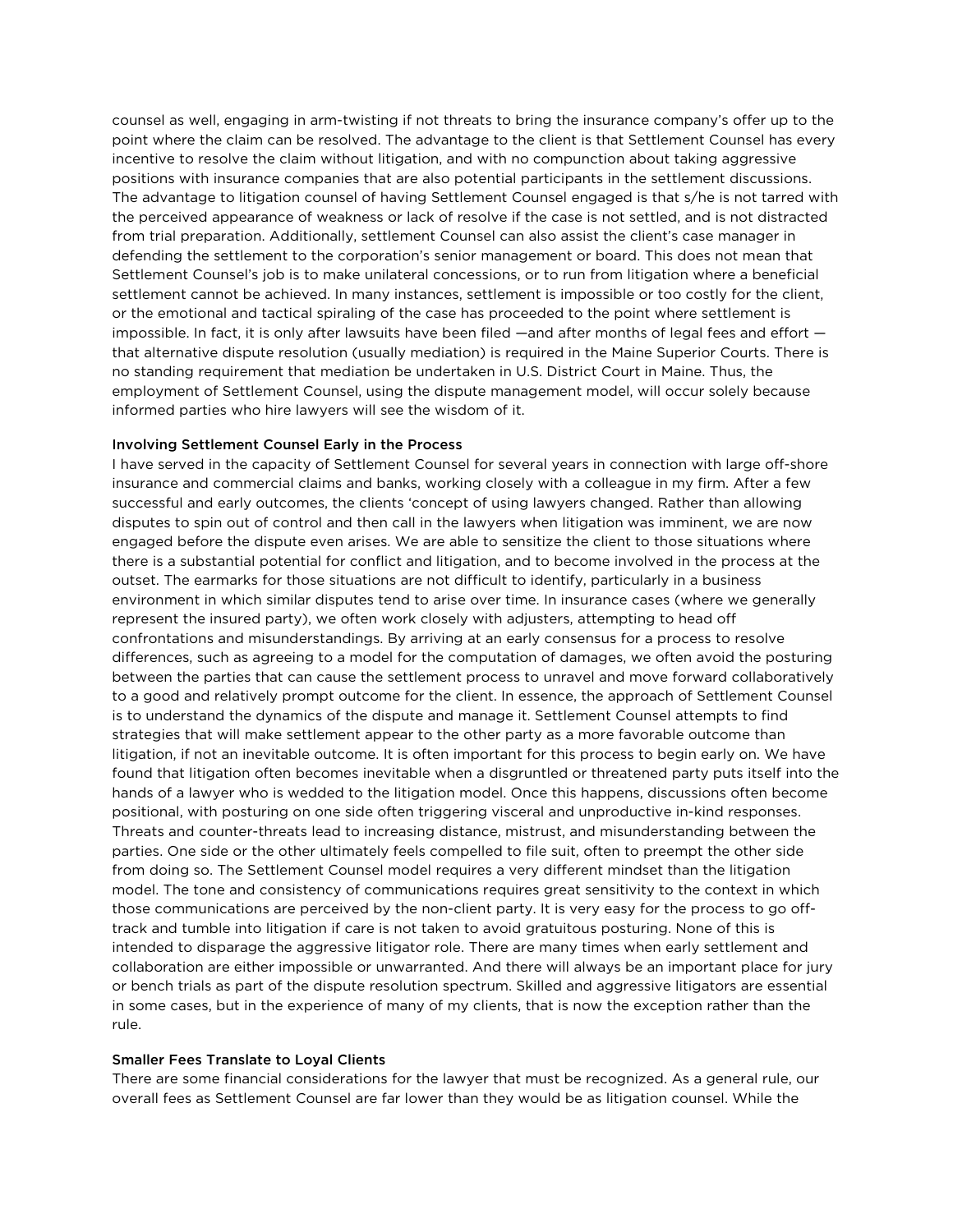counsel as well, engaging in arm-twisting if not threats to bring the insurance company's offer up to the point where the claim can be resolved. The advantage to the client is that Settlement Counsel has every incentive to resolve the claim without litigation, and with no compunction about taking aggressive positions with insurance companies that are also potential participants in the settlement discussions. The advantage to litigation counsel of having Settlement Counsel engaged is that s/he is not tarred with the perceived appearance of weakness or lack of resolve if the case is not settled, and is not distracted from trial preparation. Additionally, settlement Counsel can also assist the client's case manager in defending the settlement to the corporation's senior management or board. This does not mean that Settlement Counsel's job is to make unilateral concessions, or to run from litigation where a beneficial settlement cannot be achieved. In many instances, settlement is impossible or too costly for the client, or the emotional and tactical spiraling of the case has proceeded to the point where settlement is impossible. In fact, it is only after lawsuits have been filed —and after months of legal fees and effort — that alternative dispute resolution (usually mediation) is required in the Maine Superior Courts. There is no standing requirement that mediation be undertaken in U.S. District Court in Maine. Thus, the employment of Settlement Counsel, using the dispute management model, will occur solely because informed parties who hire lawyers will see the wisdom of it.

## Involving Settlement Counsel Early in the Process

I have served in the capacity of Settlement Counsel for several years in connection with large off-shore insurance and commercial claims and banks, working closely with a colleague in my firm. After a few successful and early outcomes, the clients 'concept of using lawyers changed. Rather than allowing disputes to spin out of control and then call in the lawyers when litigation was imminent, we are now engaged before the dispute even arises. We are able to sensitize the client to those situations where there is a substantial potential for conflict and litigation, and to become involved in the process at the outset. The earmarks for those situations are not difficult to identify, particularly in a business environment in which similar disputes tend to arise over time. In insurance cases (where we generally represent the insured party), we often work closely with adjusters, attempting to head off confrontations and misunderstandings. By arriving at an early consensus for a process to resolve differences, such as agreeing to a model for the computation of damages, we often avoid the posturing between the parties that can cause the settlement process to unravel and move forward collaboratively to a good and relatively prompt outcome for the client. In essence, the approach of Settlement Counsel is to understand the dynamics of the dispute and manage it. Settlement Counsel attempts to find strategies that will make settlement appear to the other party as a more favorable outcome than litigation, if not an inevitable outcome. It is often important for this process to begin early on. We have found that litigation often becomes inevitable when a disgruntled or threatened party puts itself into the hands of a lawyer who is wedded to the litigation model. Once this happens, discussions often become positional, with posturing on one side often triggering visceral and unproductive in-kind responses. Threats and counter-threats lead to increasing distance, mistrust, and misunderstanding between the parties. One side or the other ultimately feels compelled to file suit, often to preempt the other side from doing so. The Settlement Counsel model requires a very different mindset than the litigation model. The tone and consistency of communications requires great sensitivity to the context in which those communications are perceived by the non-client party. It is very easy for the process to go off-track and tumble into litigation if care is not taken to avoid gratuitous posturing. None of this is intended to disparage the aggressive litigator role. There are many times when early settlement and collaboration are either impossible or unwarranted. And there will always be an important place for jury or bench trials as part of the dispute resolution spectrum. Skilled and aggressive litigators are essential in some cases, but in the experience of many of my clients, that is now the exception rather than the rule.

## Smaller Fees Translate to Loyal Clients

There are some financial considerations for the lawyer that must be recognized. As a general rule, our overall fees as Settlement Counsel are far lower than they would be as litigation counsel. While the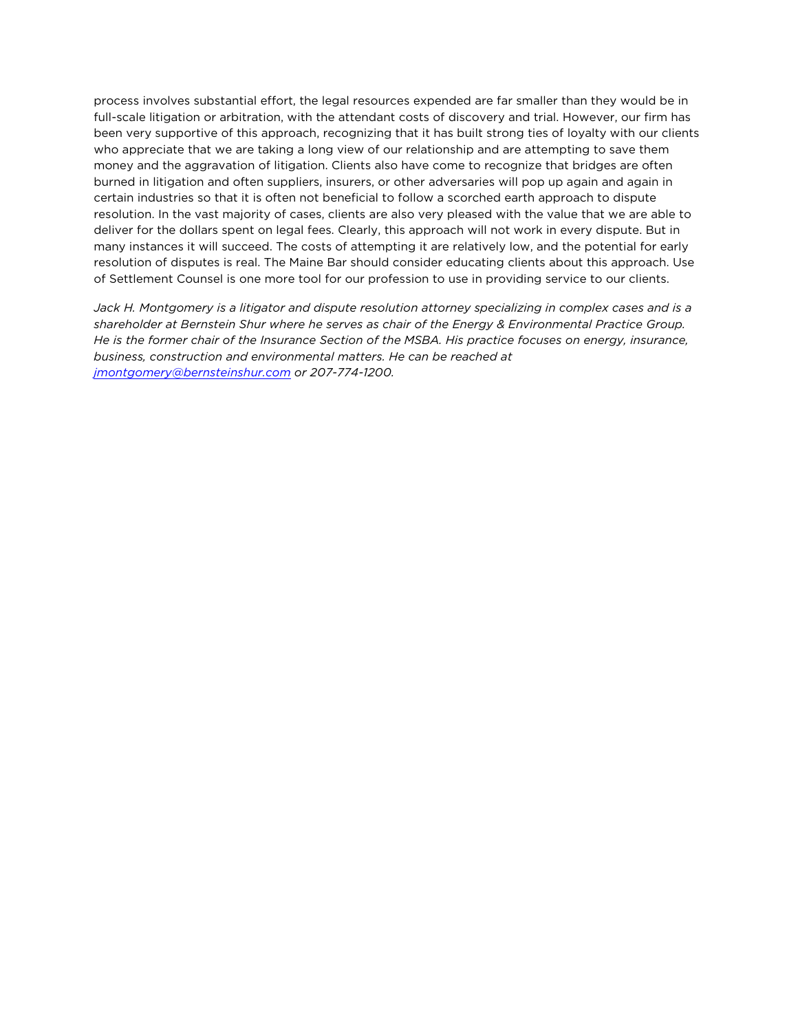process involves substantial effort, the legal resources expended are far smaller than they would be in full-scale litigation or arbitration, with the attendant costs of discovery and trial. However, our firm has been very supportive of this approach, recognizing that it has built strong ties of loyalty with our clients who appreciate that we are taking a long view of our relationship and are attempting to save them money and the aggravation of litigation. Clients also have come to recognize that bridges are often burned in litigation and often suppliers, insurers, or other adversaries will pop up again and again in certain industries so that it is often not beneficial to follow a scorched earth approach to dispute resolution. In the vast majority of cases, clients are also very pleased with the value that we are able to deliver for the dollars spent on legal fees. Clearly, this approach will not work in every dispute. But in many instances it will succeed. The costs of attempting it are relatively low, and the potential for early resolution of disputes is real. The Maine Bar should consider educating clients about this approach. Use of Settlement Counsel is one more tool for our profession to use in providing service to our clients.

*Jack H. Montgomery is a litigator and dispute resolution attorney specializing in complex cases and is a shareholder at Bernstein Shur where he serves as chair of the Energy & Environmental Practice Group. He is the former chair of the Insurance Section of the MSBA. His practice focuses on energy, insurance, business, construction and environmental matters. He can be reached at [jmontgomery@bernsteinshur.com](mailto:jmontgomery@bernsteinshur.com) or 207-774-1200.*